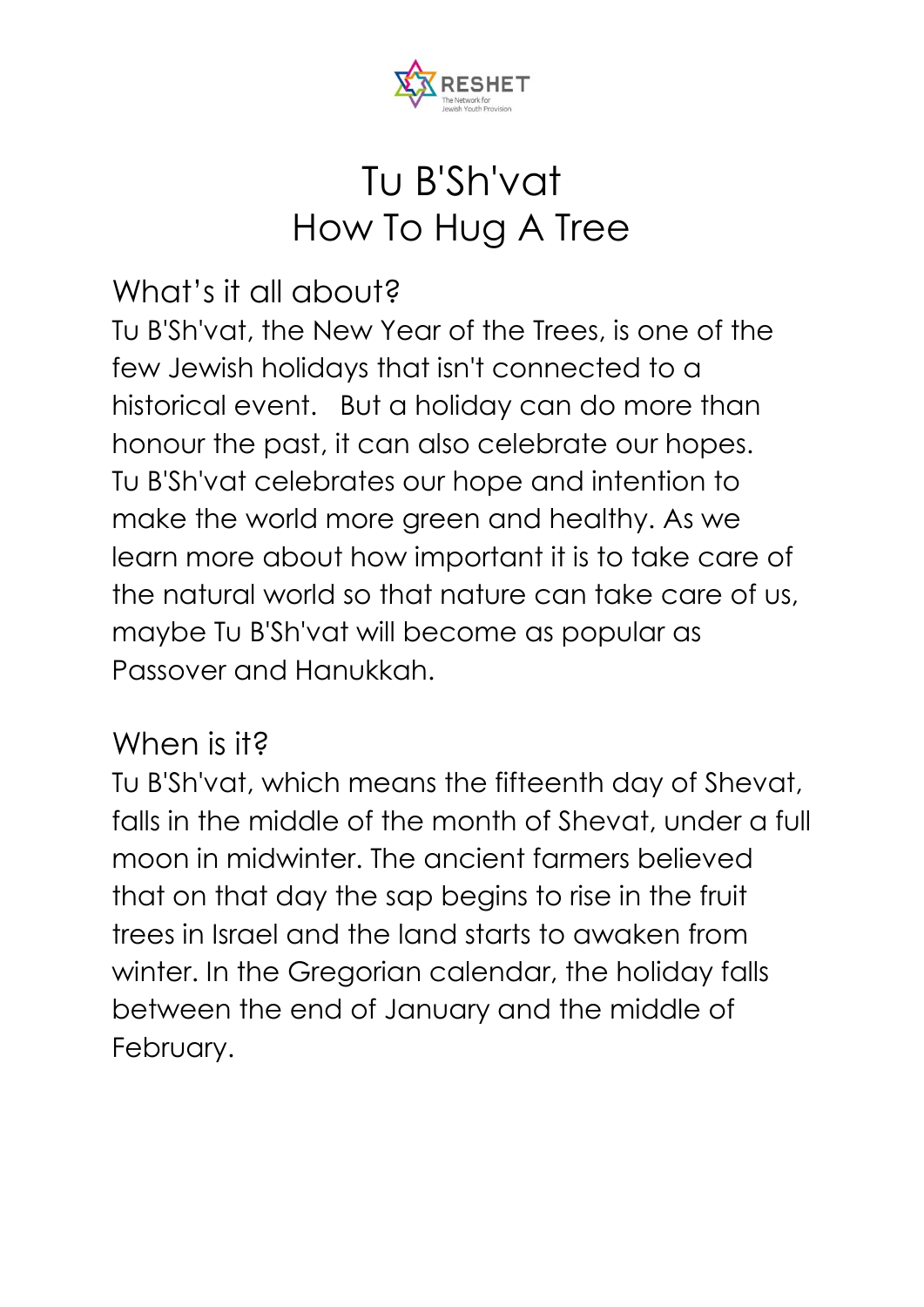# Tu B'Sh'vat
# How To Hug A Tree

## What's it all about?

Tu B'Sh'vat, the New Year of the Trees, is one of the few Jewish holidays that isn't connected to a historical event. But a holiday can do more than honour the past, it can also celebrate our hopes. Tu B'Sh'vat celebrates our hope and intention to make the world more green and healthy. As we learn more about how important it is to take care of the natural world so that nature can take care of us, maybe Tu B'Sh'vat will become as popular as Passover and Hanukkah.

## When is it?

Tu B'Sh'vat, which means the fifteenth day of Shevat, falls in the middle of the month of Shevat, under a full moon in midwinter. The ancient farmers believed that on that day the sap begins to rise in the fruit trees in Israel and the land starts to awaken from winter. In the Gregorian calendar, the holiday falls between the end of January and the middle of February.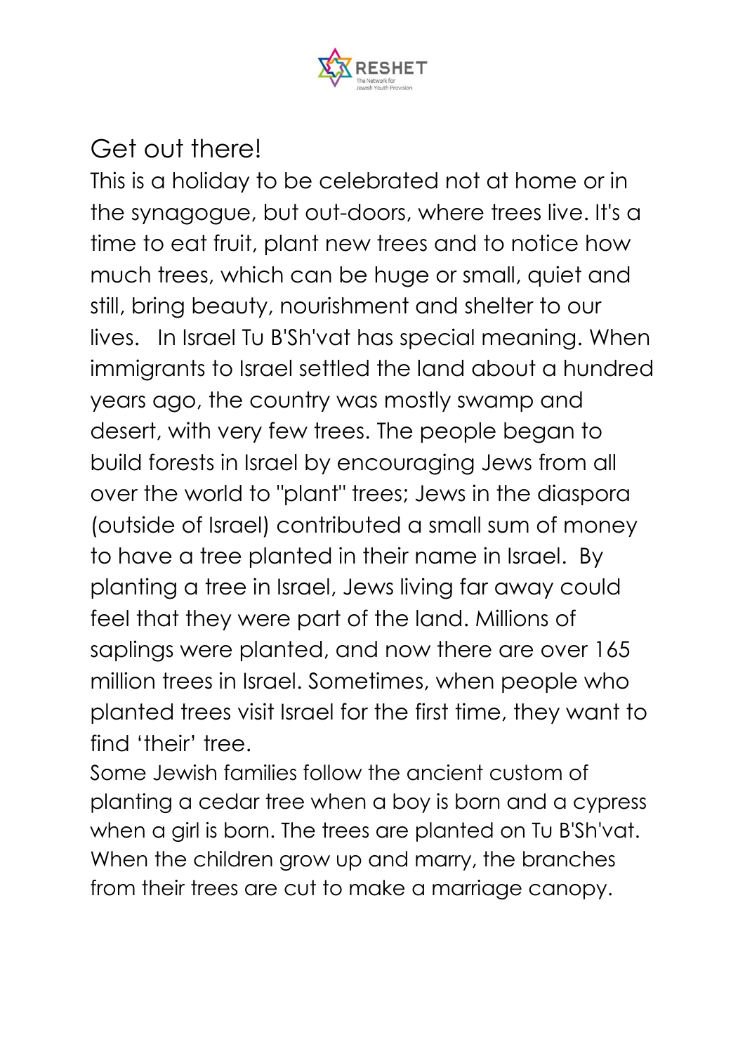## Get out there!

This is a holiday to be celebrated not at home or in the synagogue, but out-doors, where trees live. It's a time to eat fruit, plant new trees and to notice how much trees, which can be huge or small, quiet and still, bring beauty, nourishment and shelter to our lives. In Israel Tu B'Sh'vat has special meaning. When immigrants to Israel settled the land about a hundred years ago, the country was mostly swamp and desert, with very few trees. The people began to build forests in Israel by encouraging Jews from all over the world to "plant" trees; Jews in the diaspora (outside of Israel) contributed a small sum of money to have a tree planted in their name in Israel. By planting a tree in Israel, Jews living far away could feel that they were part of the land. Millions of saplings were planted, and now there are over 165 million trees in Israel. Sometimes, when people who planted trees visit Israel for the first time, they want to find 'their' tree.

Some Jewish families follow the ancient custom of planting a cedar tree when a boy is born and a cypress when a girl is born. The trees are planted on Tu B'Sh'vat. When the children grow up and marry, the branches from their trees are cut to make a marriage canopy.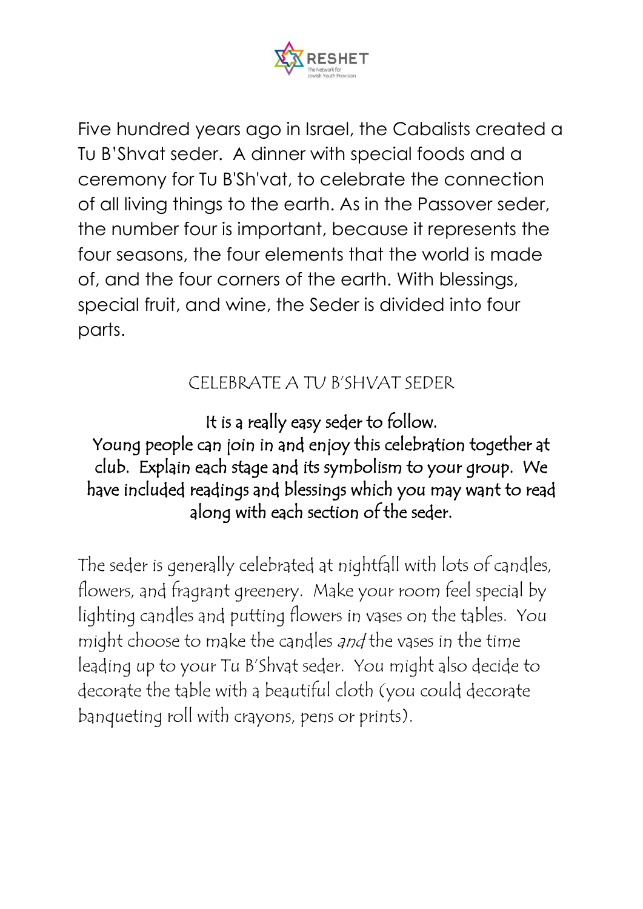Five hundred years ago in Israel, the Cabalists created a Tu B'Shvat seder. A dinner with special foods and a ceremony for Tu B'Sh'vat, to celebrate the connection of all living things to the earth. As in the Passover seder, the number four is important, because it represents the four seasons, the four elements that the world is made of, and the four corners of the earth. With blessings, special fruit, and wine, the Seder is divided into four parts.

## CELEBRATE A TU B'SHVAT SEDER

It is a really easy seder to follow.
Young people can join in and enjoy this celebration together at club. Explain each stage and its symbolism to your group. We have included readings and blessings which you may want to read along with each section of the seder.

The seder is generally celebrated at nightfall with lots of candles, flowers, and fragrant greenery. Make your room feel special by lighting candles and putting flowers in vases on the tables. You might choose to make the candles *and* the vases in the time leading up to your Tu B'Shvat seder. You might also decide to decorate the table with a beautiful cloth (you could decorate banqueting roll with crayons, pens or prints).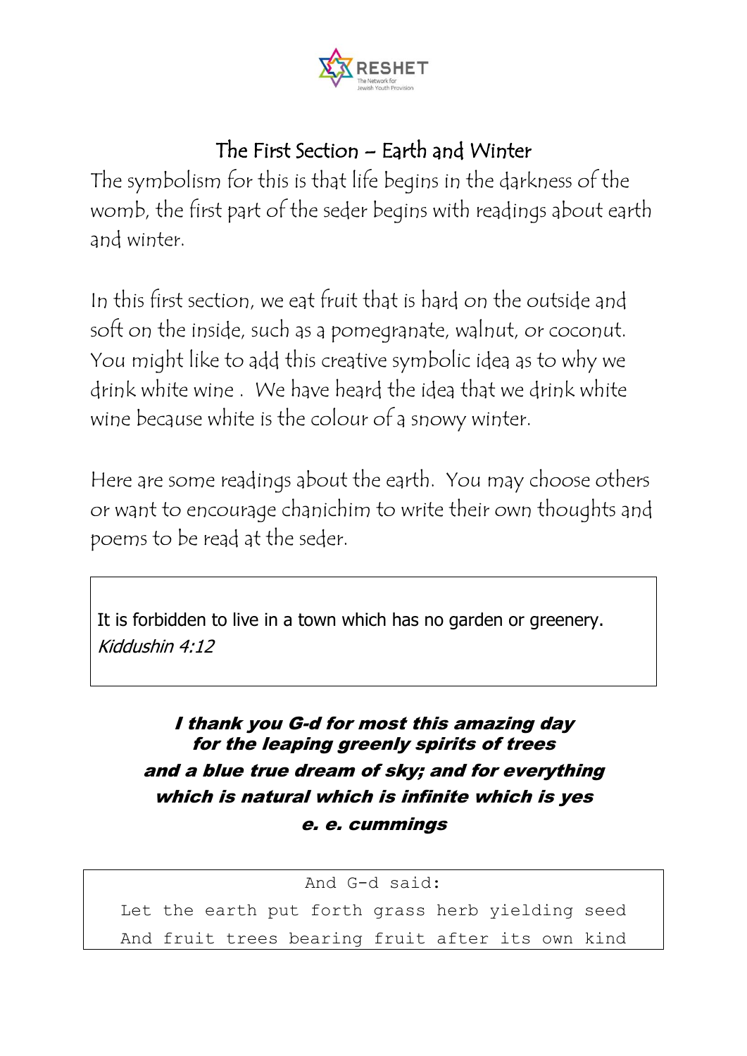## The First Section – Earth and Winter

The symbolism for this is that life begins in the darkness of the womb, the first part of the seder begins with readings about earth and winter.

In this first section, we eat fruit that is hard on the outside and soft on the inside, such as a pomegranate, walnut, or coconut. You might like to add this creative symbolic idea as to why we drink white wine . We have heard the idea that we drink white wine because white is the colour of a snowy winter.

Here are some readings about the earth. You may choose others or want to encourage chanichim to write their own thoughts and poems to be read at the seder.

It is forbidden to live in a town which has no garden or greenery.
*Kiddushin 4:12*

***I thank you G-d for most this amazing day***
***for the leaping greenly spirits of trees***
***and a blue true dream of sky; and for everything***
***which is natural which is infinite which is yes***
***e. e. cummings***

And G-d said:
Let the earth put forth grass herb yielding seed
And fruit trees bearing fruit after its own kind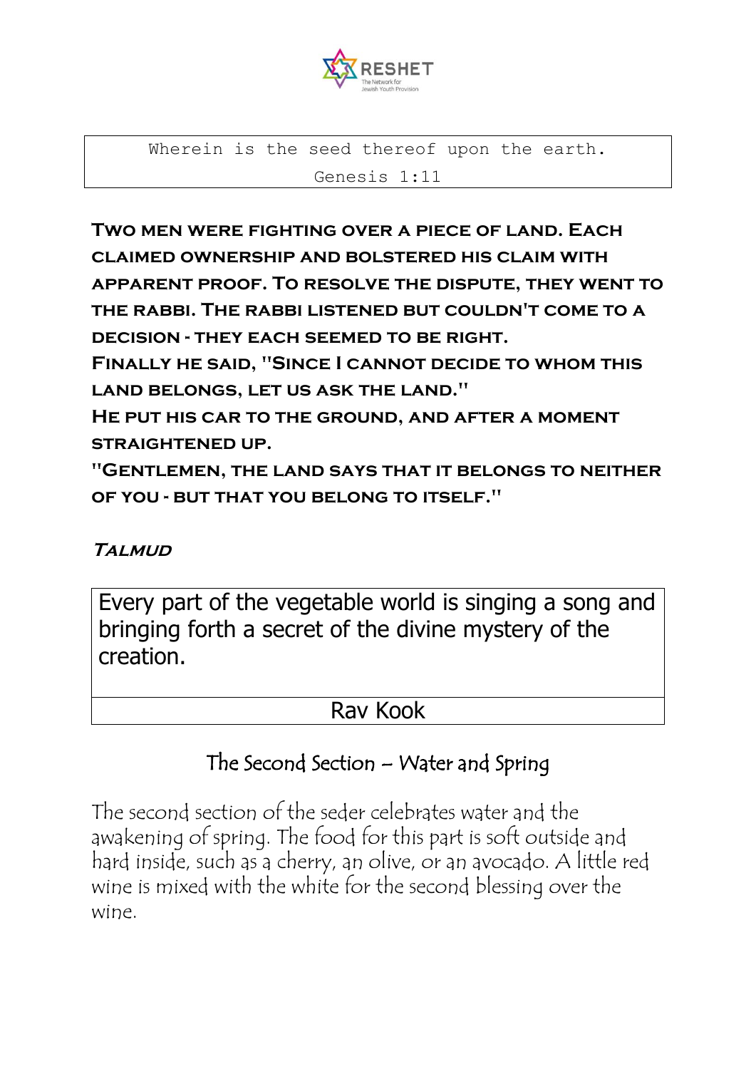Wherein is the seed thereof upon the earth.
Genesis 1:11

**Two men were fighting over a piece of land. Each claimed ownership and bolstered his claim with apparent proof. To resolve the dispute, they went to the rabbi. The rabbi listened but couldn't come to a decision - they each seemed to be right.**
**Finally he said, "Since I cannot decide to whom this land belongs, let us ask the land."**
**He put his car to the ground, and after a moment straightened up.**
**"Gentlemen, the land says that it belongs to neither of you - but that you belong to itself."**

***Talmud***

Every part of the vegetable world is singing a song and bringing forth a secret of the divine mystery of the creation.

Rav Kook

## The Second Section – Water and Spring

The second section of the seder celebrates water and the awakening of spring. The food for this part is soft outside and hard inside, such as a cherry, an olive, or an avocado. A little red wine is mixed with the white for the second blessing over the wine.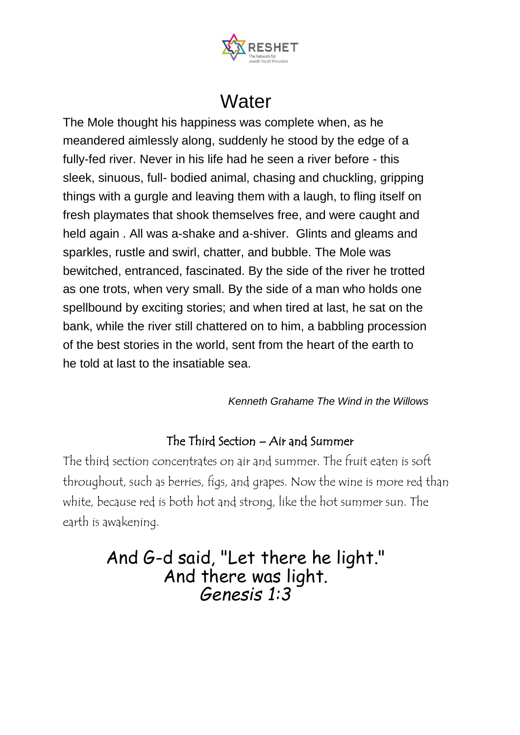# Water

The Mole thought his happiness was complete when, as he meandered aimlessly along, suddenly he stood by the edge of a fully-fed river. Never in his life had he seen a river before - this sleek, sinuous, full- bodied animal, chasing and chuckling, gripping things with a gurgle and leaving them with a laugh, to fling itself on fresh playmates that shook themselves free, and were caught and held again . All was a-shake and a-shiver. Glints and gleams and sparkles, rustle and swirl, chatter, and bubble. The Mole was bewitched, entranced, fascinated. By the side of the river he trotted as one trots, when very small. By the side of a man who holds one spellbound by exciting stories; and when tired at last, he sat on the bank, while the river still chattered on to him, a babbling procession of the best stories in the world, sent from the heart of the earth to he told at last to the insatiable sea.

*Kenneth Grahame The Wind in the Willows*

## The Third Section – Air and Summer

The third section concentrates on air and summer. The fruit eaten is soft throughout, such as berries, figs, and grapes. Now the wine is more red than white, because red is both hot and strong, like the hot summer sun. The earth is awakening.

And G-d said, "Let there he light."
And there was light.
*Genesis 1:3*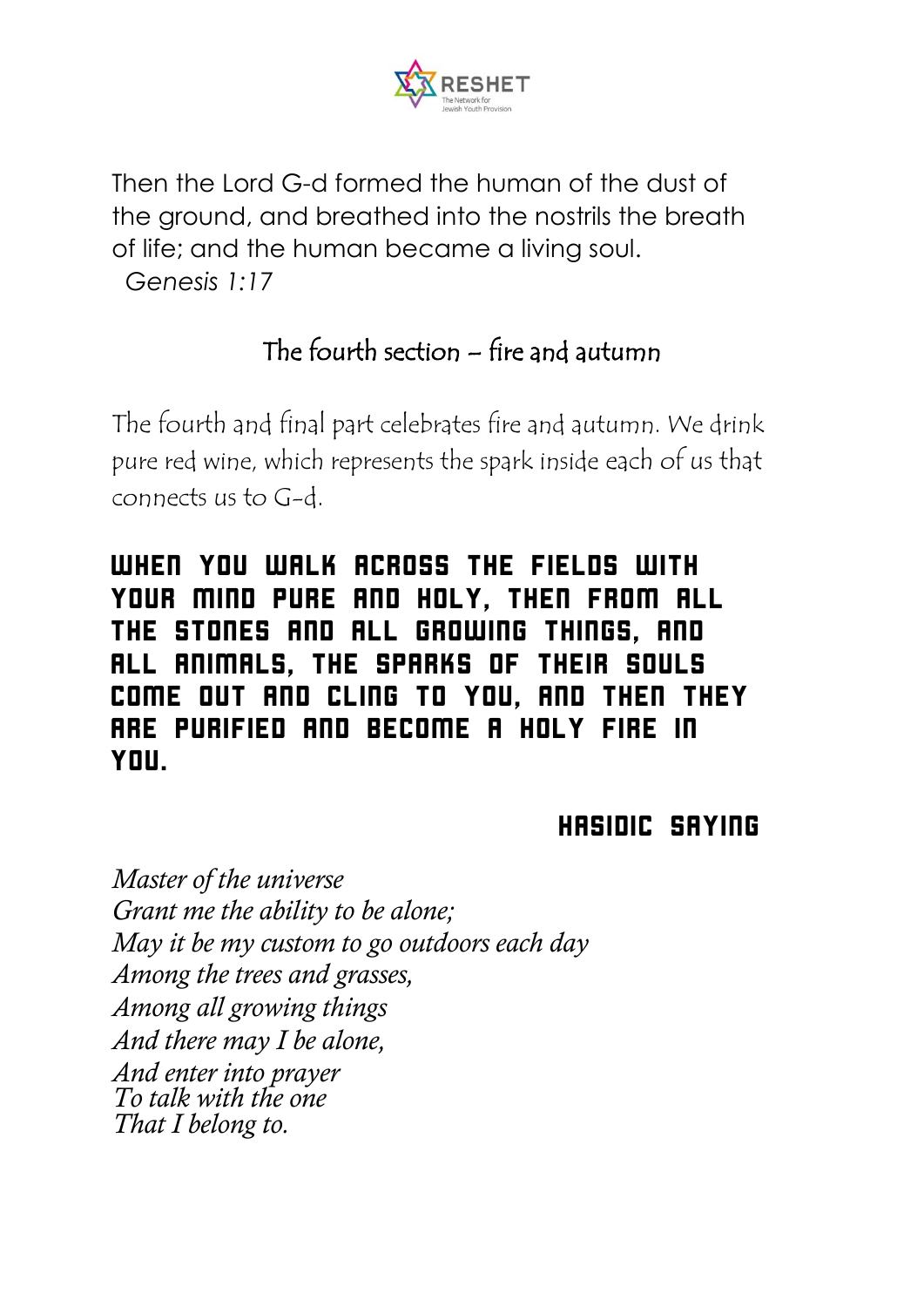Then the Lord G-d formed the human of the dust of the ground, and breathed into the nostrils the breath of life; and the human became a living soul.
*Genesis 1:17*

## The fourth section – fire and autumn

The fourth and final part celebrates fire and autumn. We drink pure red wine, which represents the spark inside each of us that connects us to G-d.

**WHEN YOU WALK ACROSS THE FIELDS WITH YOUR MIND PURE AND HOLY, THEN FROM ALL THE STONES AND ALL GROWING THINGS, AND ALL ANIMALS, THE SPARKS OF THEIR SOULS COME OUT AND CLING TO YOU, AND THEN THEY ARE PURIFIED AND BECOME A HOLY FIRE IN YOU.**

**HASIDIC SAYING**

*Master of the universe*
*Grant me the ability to be alone;*
*May it be my custom to go outdoors each day*
*Among the trees and grasses,*
*Among all growing things*
*And there may I be alone,*
*And enter into prayer*
*To talk with the one*
*That I belong to.*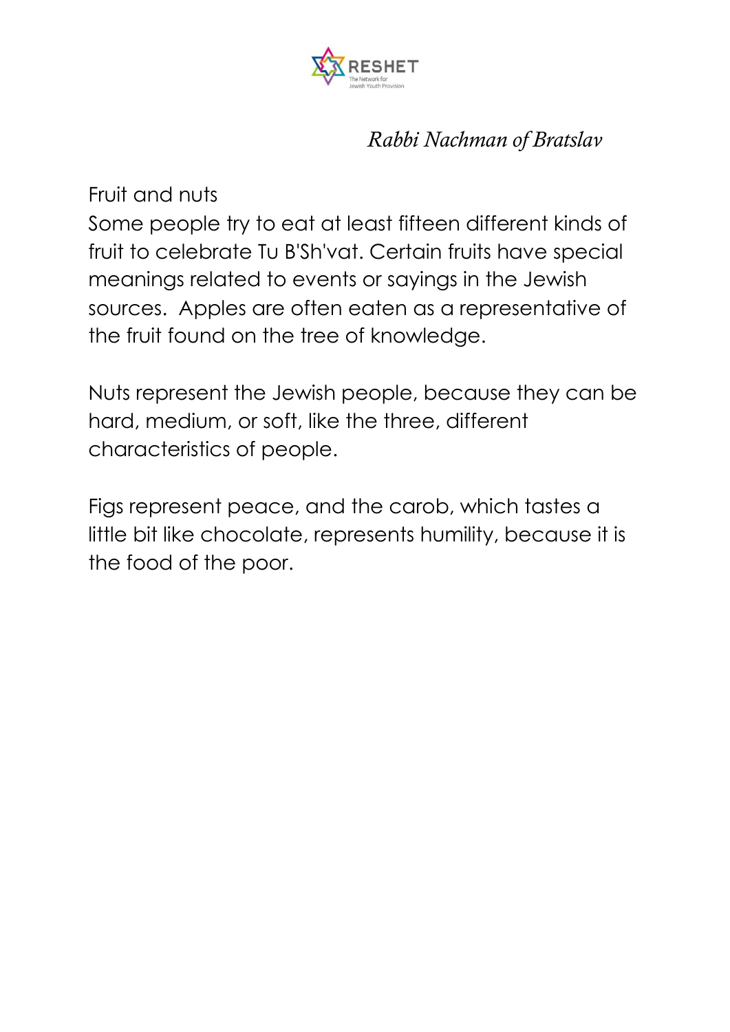*Rabbi Nachman of Bratslav*

Fruit and nuts

Some people try to eat at least fifteen different kinds of fruit to celebrate Tu B'Sh'vat. Certain fruits have special meanings related to events or sayings in the Jewish sources. Apples are often eaten as a representative of the fruit found on the tree of knowledge.

Nuts represent the Jewish people, because they can be hard, medium, or soft, like the three, different characteristics of people.

Figs represent peace, and the carob, which tastes a little bit like chocolate, represents humility, because it is the food of the poor.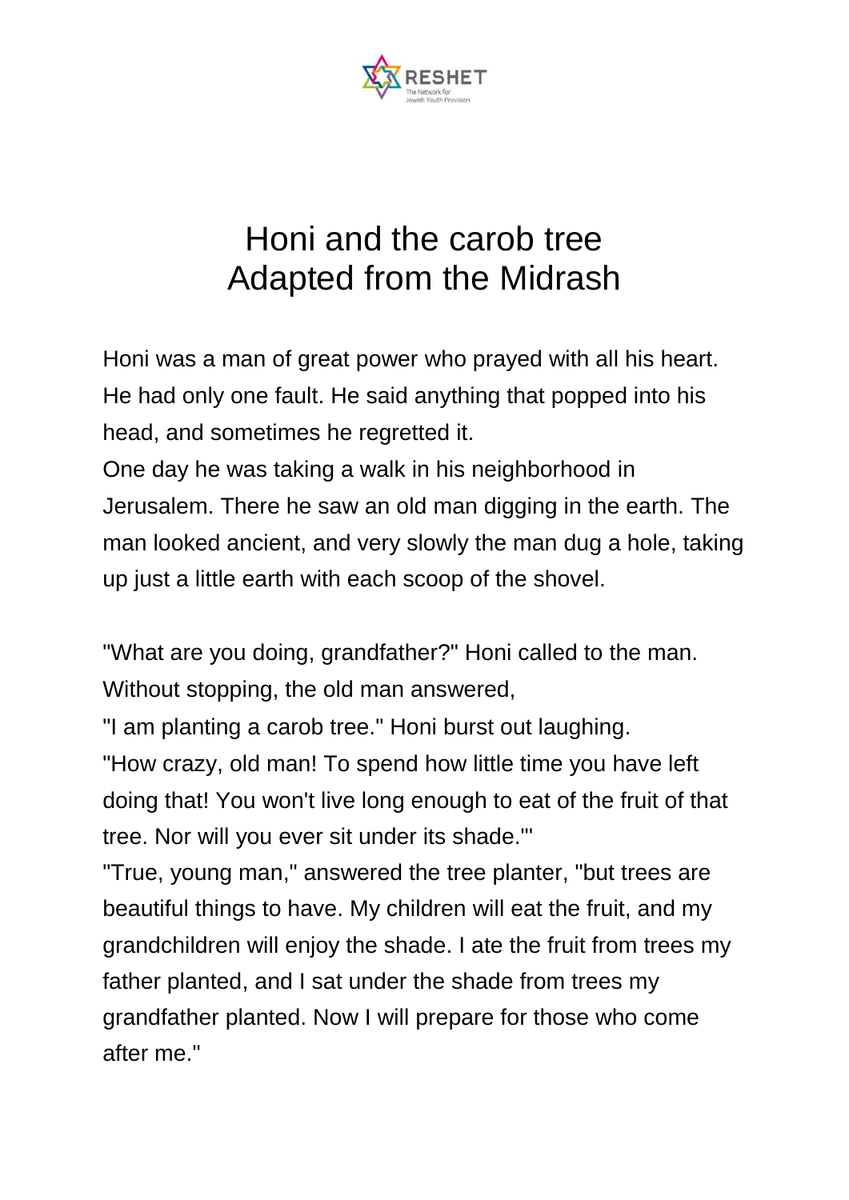# Honi and the carob tree
# Adapted from the Midrash

Honi was a man of great power who prayed with all his heart. He had only one fault. He said anything that popped into his head, and sometimes he regretted it.
One day he was taking a walk in his neighborhood in Jerusalem. There he saw an old man digging in the earth. The man looked ancient, and very slowly the man dug a hole, taking up just a little earth with each scoop of the shovel.

"What are you doing, grandfather?" Honi called to the man. Without stopping, the old man answered,
"I am planting a carob tree." Honi burst out laughing.
"How crazy, old man! To spend how little time you have left doing that! You won't live long enough to eat of the fruit of that tree. Nor will you ever sit under its shade."'
"True, young man," answered the tree planter, "but trees are beautiful things to have. My children will eat the fruit, and my grandchildren will enjoy the shade. I ate the fruit from trees my father planted, and I sat under the shade from trees my grandfather planted. Now I will prepare for those who come after me."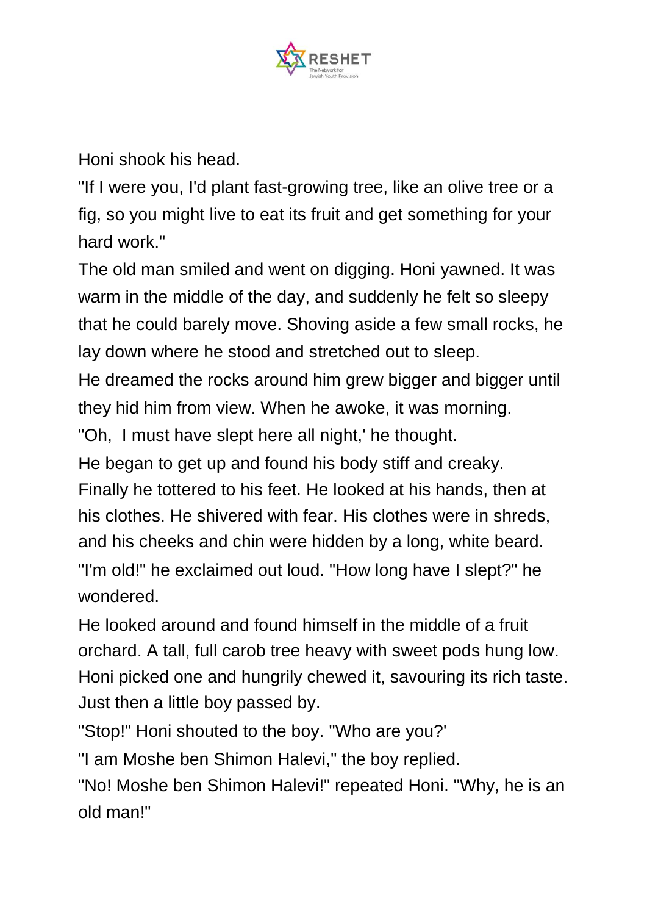Honi shook his head.

"If I were you, I'd plant fast-growing tree, like an olive tree or a fig, so you might live to eat its fruit and get something for your hard work."

The old man smiled and went on digging. Honi yawned. It was warm in the middle of the day, and suddenly he felt so sleepy that he could barely move. Shoving aside a few small rocks, he lay down where he stood and stretched out to sleep.

He dreamed the rocks around him grew bigger and bigger until they hid him from view. When he awoke, it was morning.

"Oh,  I must have slept here all night,' he thought.

He began to get up and found his body stiff and creaky. Finally he tottered to his feet. He looked at his hands, then at his clothes. He shivered with fear. His clothes were in shreds, and his cheeks and chin were hidden by a long, white beard.

"I'm old!" he exclaimed out loud. "How long have I slept?" he wondered.

He looked around and found himself in the middle of a fruit orchard. A tall, full carob tree heavy with sweet pods hung low. Honi picked one and hungrily chewed it, savouring its rich taste. Just then a little boy passed by.

"Stop!" Honi shouted to the boy. "Who are you?'

"I am Moshe ben Shimon Halevi," the boy replied.

"No! Moshe ben Shimon Halevi!" repeated Honi. "Why, he is an old man!"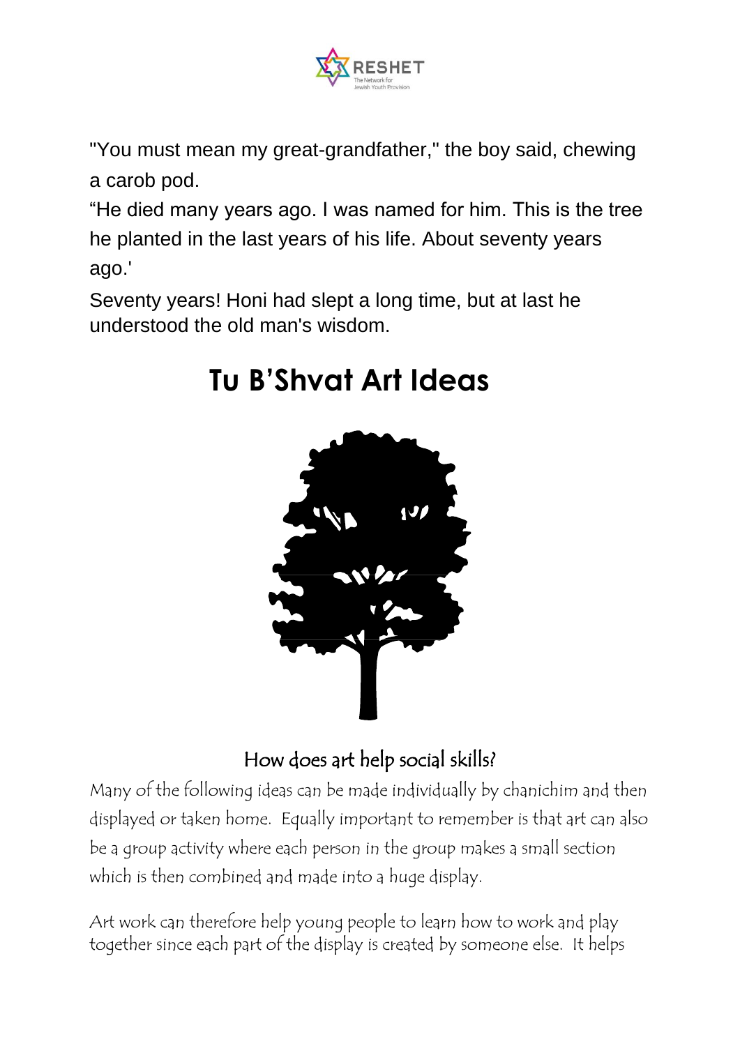"You must mean my great-grandfather," the boy said, chewing a carob pod.

“He died many years ago. I was named for him. This is the tree he planted in the last years of his life. About seventy years ago.'

Seventy years! Honi had slept a long time, but at last he understood the old man's wisdom.

# Tu B’Shvat Art Ideas

## How does art help social skills?

Many of the following ideas can be made individually by chanichim and then displayed or taken home. Equally important to remember is that art can also be a group activity where each person in the group makes a small section which is then combined and made into a huge display.

Art work can therefore help young people to learn how to work and play together since each part of the display is created by someone else. It helps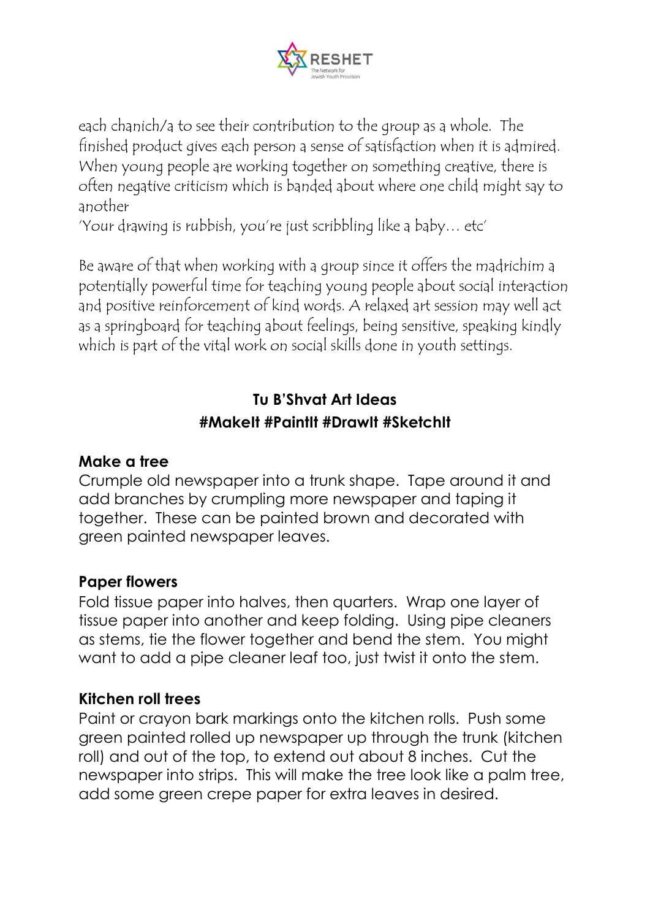each chanich/a to see their contribution to the group as a whole. The finished product gives each person a sense of satisfaction when it is admired. When young people are working together on something creative, there is often negative criticism which is banded about where one child might say to another
'Your drawing is rubbish, you're just scribbling like a baby… etc'

Be aware of that when working with a group since it offers the madrichim a potentially powerful time for teaching young people about social interaction and positive reinforcement of kind words. A relaxed art session may well act as a springboard for teaching about feelings, being sensitive, speaking kindly which is part of the vital work on social skills done in youth settings.

## Tu B'Shvat Art Ideas
## #MakeIt #PaintIt #DrawIt #SketchIt

### Make a tree

Crumple old newspaper into a trunk shape. Tape around it and add branches by crumpling more newspaper and taping it together. These can be painted brown and decorated with green painted newspaper leaves.

### Paper flowers

Fold tissue paper into halves, then quarters. Wrap one layer of tissue paper into another and keep folding. Using pipe cleaners as stems, tie the flower together and bend the stem. You might want to add a pipe cleaner leaf too, just twist it onto the stem.

### Kitchen roll trees

Paint or crayon bark markings onto the kitchen rolls. Push some green painted rolled up newspaper up through the trunk (kitchen roll) and out of the top, to extend out about 8 inches. Cut the newspaper into strips. This will make the tree look like a palm tree, add some green crepe paper for extra leaves in desired.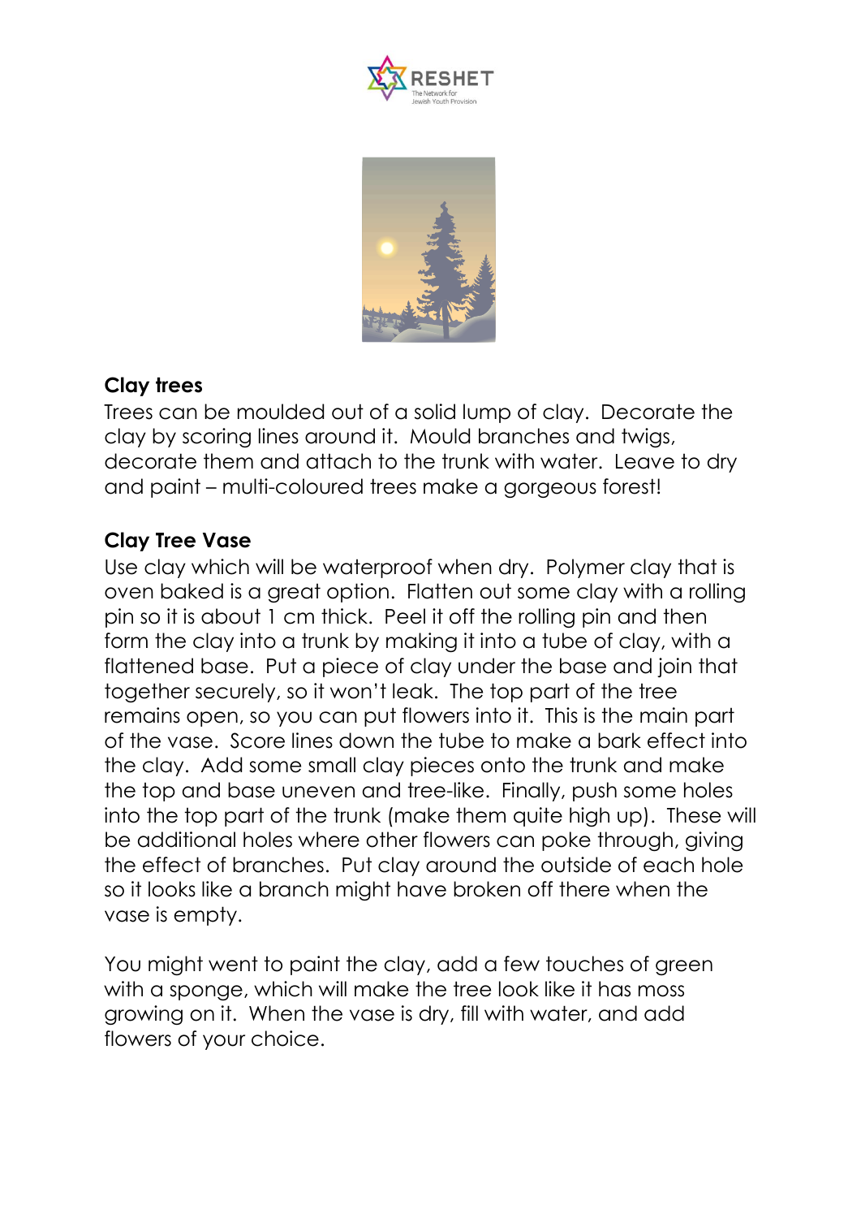**Clay trees**

Trees can be moulded out of a solid lump of clay. Decorate the clay by scoring lines around it. Mould branches and twigs, decorate them and attach to the trunk with water. Leave to dry and paint – multi-coloured trees make a gorgeous forest!

**Clay Tree Vase**

Use clay which will be waterproof when dry. Polymer clay that is oven baked is a great option. Flatten out some clay with a rolling pin so it is about 1 cm thick. Peel it off the rolling pin and then form the clay into a trunk by making it into a tube of clay, with a flattened base. Put a piece of clay under the base and join that together securely, so it won't leak. The top part of the tree remains open, so you can put flowers into it. This is the main part of the vase. Score lines down the tube to make a bark effect into the clay. Add some small clay pieces onto the trunk and make the top and base uneven and tree-like. Finally, push some holes into the top part of the trunk (make them quite high up). These will be additional holes where other flowers can poke through, giving the effect of branches. Put clay around the outside of each hole so it looks like a branch might have broken off there when the vase is empty.

You might went to paint the clay, add a few touches of green with a sponge, which will make the tree look like it has moss growing on it. When the vase is dry, fill with water, and add flowers of your choice.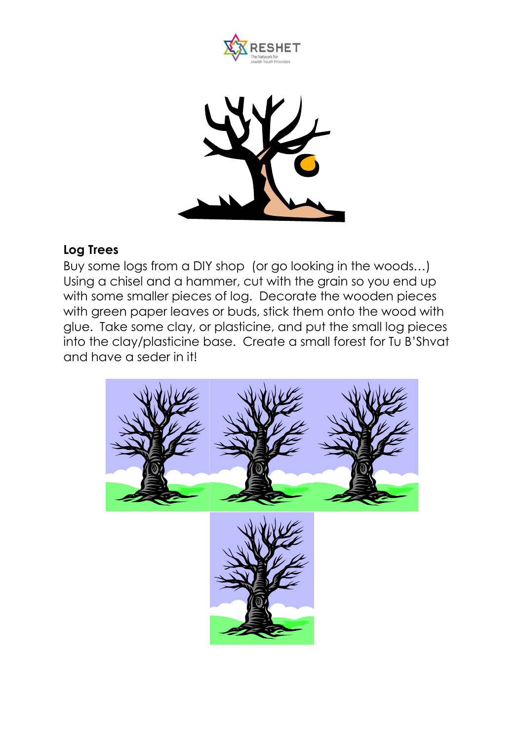## Log Trees

Buy some logs from a DIY shop (or go looking in the woods…) Using a chisel and a hammer, cut with the grain so you end up with some smaller pieces of log. Decorate the wooden pieces with green paper leaves or buds, stick them onto the wood with glue. Take some clay, or plasticine, and put the small log pieces into the clay/plasticine base. Create a small forest for Tu B'Shvat and have a seder in it!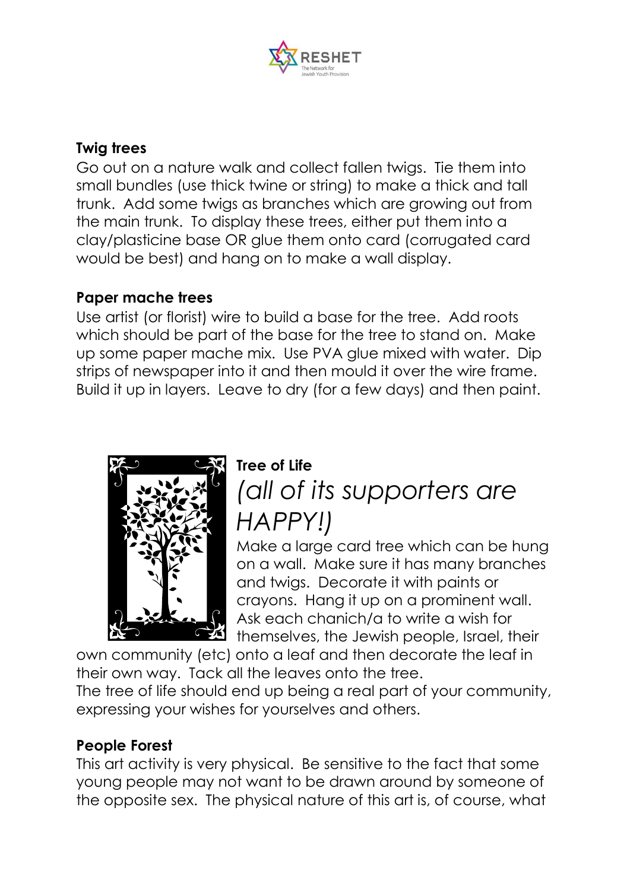**Twig trees**

Go out on a nature walk and collect fallen twigs. Tie them into small bundles (use thick twine or string) to make a thick and tall trunk. Add some twigs as branches which are growing out from the main trunk. To display these trees, either put them into a clay/plasticine base OR glue them onto card (corrugated card would be best) and hang on to make a wall display.

**Paper mache trees**

Use artist (or florist) wire to build a base for the tree. Add roots which should be part of the base for the tree to stand on. Make up some paper mache mix. Use PVA glue mixed with water. Dip strips of newspaper into it and then mould it over the wire frame. Build it up in layers. Leave to dry (for a few days) and then paint.

**Tree of Life**
*(all of its supporters are HAPPY!)*

Make a large card tree which can be hung on a wall. Make sure it has many branches and twigs. Decorate it with paints or crayons. Hang it up on a prominent wall. Ask each chanich/a to write a wish for themselves, the Jewish people, Israel, their own community (etc) onto a leaf and then decorate the leaf in their own way. Tack all the leaves onto the tree.
The tree of life should end up being a real part of your community, expressing your wishes for yourselves and others.

**People Forest**

This art activity is very physical. Be sensitive to the fact that some young people may not want to be drawn around by someone of the opposite sex. The physical nature of this art is, of course, what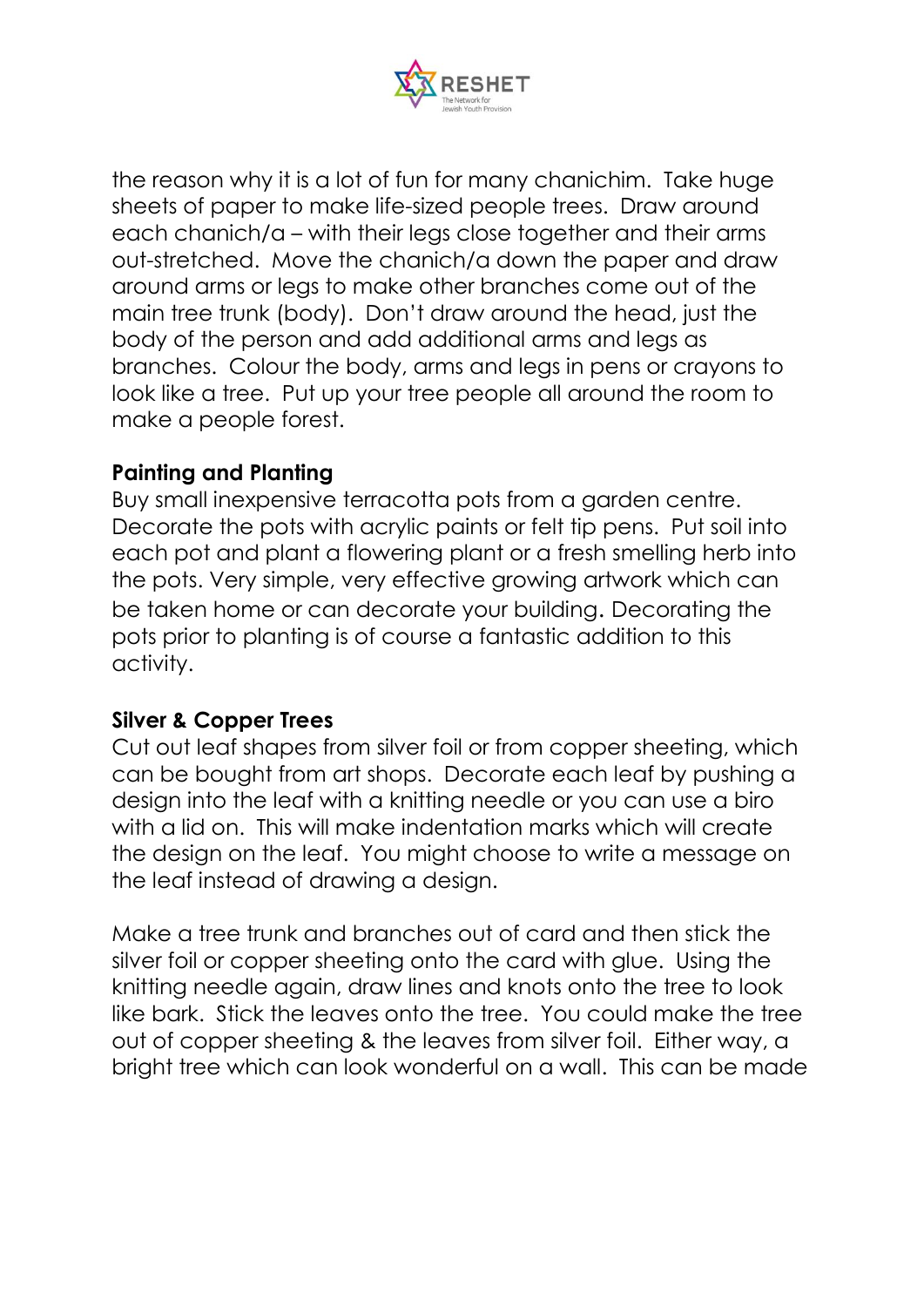the reason why it is a lot of fun for many chanichim. Take huge sheets of paper to make life-sized people trees. Draw around each chanich/a – with their legs close together and their arms out-stretched. Move the chanich/a down the paper and draw around arms or legs to make other branches come out of the main tree trunk (body). Don't draw around the head, just the body of the person and add additional arms and legs as branches. Colour the body, arms and legs in pens or crayons to look like a tree. Put up your tree people all around the room to make a people forest.

**Painting and Planting**

Buy small inexpensive terracotta pots from a garden centre. Decorate the pots with acrylic paints or felt tip pens. Put soil into each pot and plant a flowering plant or a fresh smelling herb into the pots. Very simple, very effective growing artwork which can be taken home or can decorate your building. Decorating the pots prior to planting is of course a fantastic addition to this activity.

**Silver & Copper Trees**

Cut out leaf shapes from silver foil or from copper sheeting, which can be bought from art shops. Decorate each leaf by pushing a design into the leaf with a knitting needle or you can use a biro with a lid on. This will make indentation marks which will create the design on the leaf. You might choose to write a message on the leaf instead of drawing a design.

Make a tree trunk and branches out of card and then stick the silver foil or copper sheeting onto the card with glue. Using the knitting needle again, draw lines and knots onto the tree to look like bark. Stick the leaves onto the tree. You could make the tree out of copper sheeting & the leaves from silver foil. Either way, a bright tree which can look wonderful on a wall. This can be made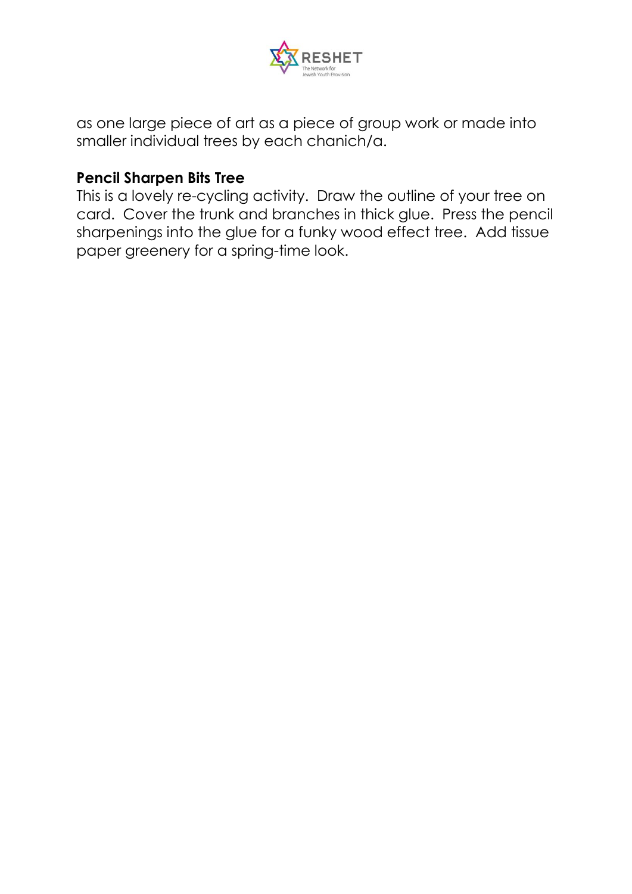as one large piece of art as a piece of group work or made into smaller individual trees by each chanich/a.

**Pencil Sharpen Bits Tree**

This is a lovely re-cycling activity. Draw the outline of your tree on card. Cover the trunk and branches in thick glue. Press the pencil sharpenings into the glue for a funky wood effect tree. Add tissue paper greenery for a spring-time look.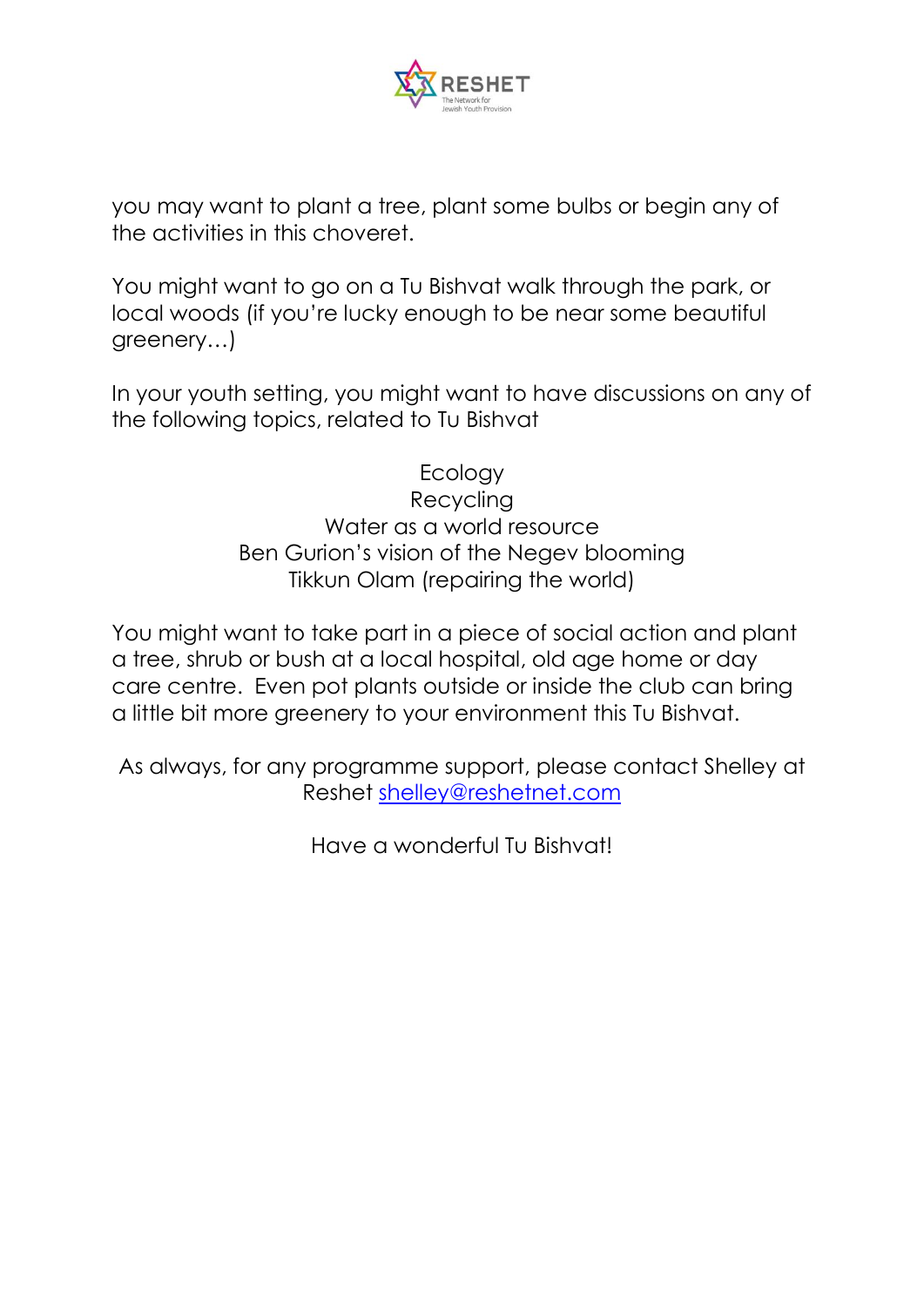you may want to plant a tree, plant some bulbs or begin any of the activities in this choveret.

You might want to go on a Tu Bishvat walk through the park, or local woods (if you're lucky enough to be near some beautiful greenery…)

In your youth setting, you might want to have discussions on any of the following topics, related to Tu Bishvat

Ecology
Recycling
Water as a world resource
Ben Gurion's vision of the Negev blooming
Tikkun Olam (repairing the world)

You might want to take part in a piece of social action and plant a tree, shrub or bush at a local hospital, old age home or day care centre. Even pot plants outside or inside the club can bring a little bit more greenery to your environment this Tu Bishvat.

As always, for any programme support, please contact Shelley at Reshet [shelley@reshetnet.com](mailto:shelley@reshetnet.com)

Have a wonderful Tu Bishvat!